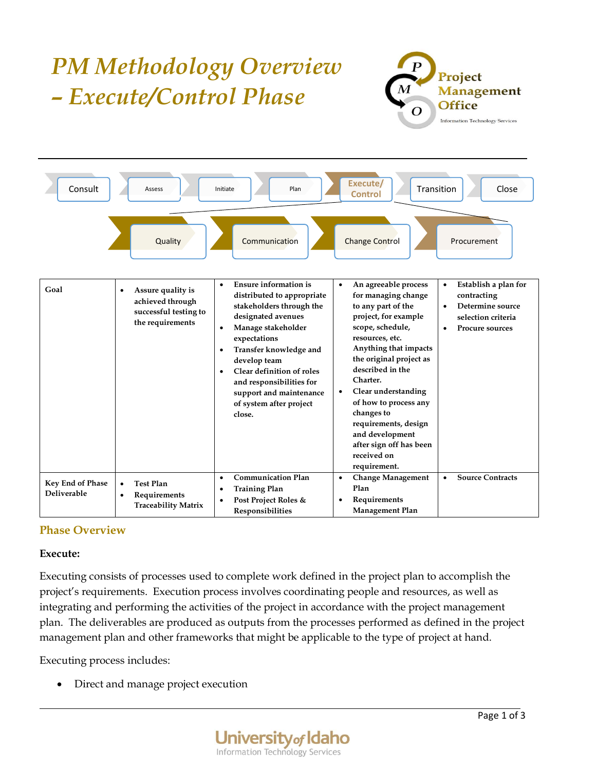# *PM Methodology Overview – Execute/Control Phase*

Project Management Office
Information Technology Services

Consult | Assess | Initiate | Plan | Execute/ Control | Transition | Close

Quality | Communication | Change Control | Procurement

| Goal | Quality | Communication | Change Control | Procurement |
|---|---|---|---|---|
| **Goal** | • **Assure quality is achieved through successful testing to the requirements** | • **Ensure information is distributed to appropriate stakeholders through the designated avenues**<br>• **Manage stakeholder expectations**<br>• **Transfer knowledge and develop team**<br>• **Clear definition of roles and responsibilities for support and maintenance of system after project close.** | • **An agreeable process for managing change to any part of the project, for example scope, schedule, resources, etc. Anything that impacts the original project as described in the Charter.**<br>• **Clear understanding of how to process any changes to requirements, design and development after sign off has been received on requirement.** | • **Establish a plan for contracting**<br>• **Determine source selection criteria**<br>• **Procure sources** |
| **Key End of Phase Deliverable** | • **Test Plan**<br>• **Requirements Traceability Matrix** | • **Communication Plan**<br>• **Training Plan**<br>• **Post Project Roles & Responsibilities** | • **Change Management Plan**<br>• **Requirements Management Plan** | • **Source Contracts** |

## Phase Overview

**Execute:**

Executing consists of processes used to complete work defined in the project plan to accomplish the project's requirements. Execution process involves coordinating people and resources, as well as integrating and performing the activities of the project in accordance with the project management plan. The deliverables are produced as outputs from the processes performed as defined in the project management plan and other frameworks that might be applicable to the type of project at hand.

Executing process includes:

- Direct and manage project execution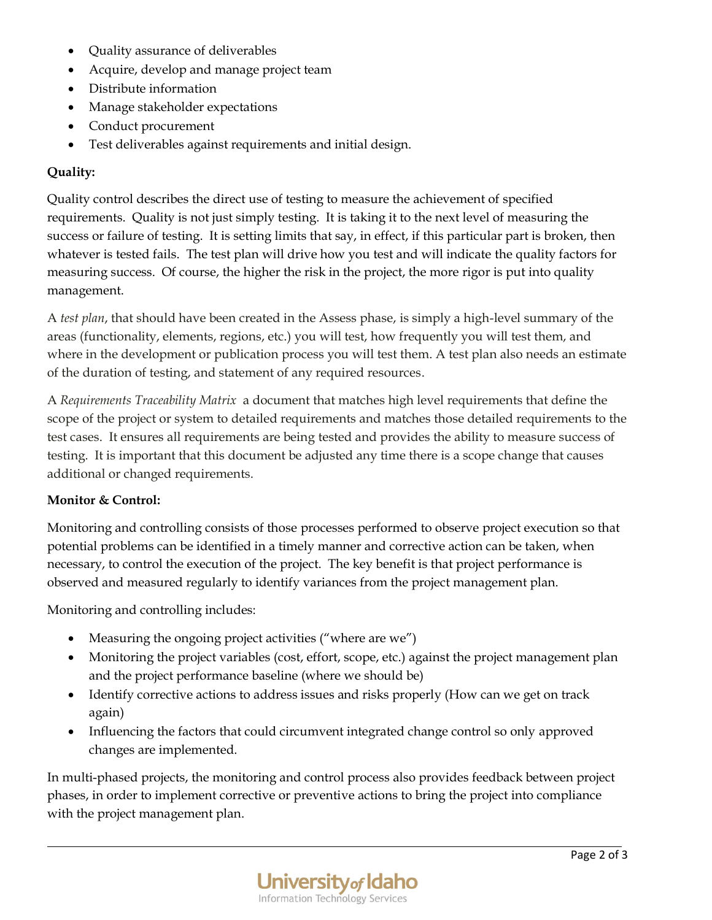- Quality assurance of deliverables
- Acquire, develop and manage project team
- Distribute information
- Manage stakeholder expectations
- Conduct procurement
- Test deliverables against requirements and initial design.

**Quality:**

Quality control describes the direct use of testing to measure the achievement of specified requirements. Quality is not just simply testing. It is taking it to the next level of measuring the success or failure of testing. It is setting limits that say, in effect, if this particular part is broken, then whatever is tested fails. The test plan will drive how you test and will indicate the quality factors for measuring success. Of course, the higher the risk in the project, the more rigor is put into quality management.

A *test plan*, that should have been created in the Assess phase, is simply a high-level summary of the areas (functionality, elements, regions, etc.) you will test, how frequently you will test them, and where in the development or publication process you will test them. A test plan also needs an estimate of the duration of testing, and statement of any required resources.

A *Requirements Traceability Matrix* a document that matches high level requirements that define the scope of the project or system to detailed requirements and matches those detailed requirements to the test cases. It ensures all requirements are being tested and provides the ability to measure success of testing. It is important that this document be adjusted any time there is a scope change that causes additional or changed requirements.

**Monitor & Control:**

Monitoring and controlling consists of those processes performed to observe project execution so that potential problems can be identified in a timely manner and corrective action can be taken, when necessary, to control the execution of the project. The key benefit is that project performance is observed and measured regularly to identify variances from the project management plan.

Monitoring and controlling includes:

- Measuring the ongoing project activities ("where are we")
- Monitoring the project variables (cost, effort, scope, etc.) against the project management plan and the project performance baseline (where we should be)
- Identify corrective actions to address issues and risks properly (How can we get on track again)
- Influencing the factors that could circumvent integrated change control so only approved changes are implemented.

In multi-phased projects, the monitoring and control process also provides feedback between project phases, in order to implement corrective or preventive actions to bring the project into compliance with the project management plan.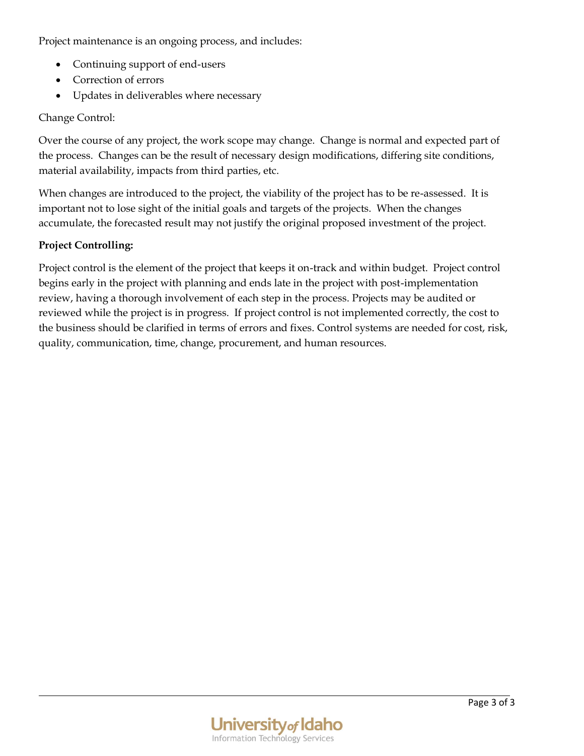Project maintenance is an ongoing process, and includes:

- Continuing support of end-users
- Correction of errors
- Updates in deliverables where necessary

Change Control:

Over the course of any project, the work scope may change. Change is normal and expected part of the process. Changes can be the result of necessary design modifications, differing site conditions, material availability, impacts from third parties, etc.

When changes are introduced to the project, the viability of the project has to be re-assessed. It is important not to lose sight of the initial goals and targets of the projects. When the changes accumulate, the forecasted result may not justify the original proposed investment of the project.

**Project Controlling:**

Project control is the element of the project that keeps it on-track and within budget. Project control begins early in the project with planning and ends late in the project with post-implementation review, having a thorough involvement of each step in the process. Projects may be audited or reviewed while the project is in progress. If project control is not implemented correctly, the cost to the business should be clarified in terms of errors and fixes. Control systems are needed for cost, risk, quality, communication, time, change, procurement, and human resources.